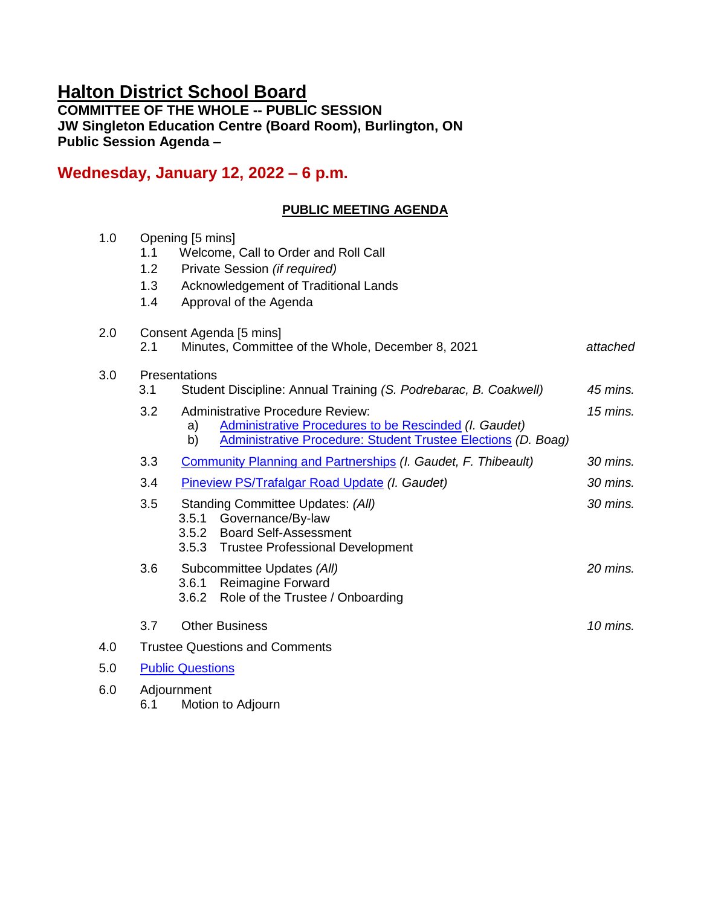# Halton District School Board

**COMMITTEE OF THE WHOLE -- PUBLIC SESSION**
**JW Singleton Education Centre (Board Room), Burlington, ON**
**Public Session Agenda –**

## Wednesday, January 12, 2022 – 6 p.m.

### PUBLIC MEETING AGENDA

1.0 Opening [5 mins]
- 1.1 Welcome, Call to Order and Roll Call
- 1.2 Private Session *(if required)*
- 1.3 Acknowledgement of Traditional Lands
- 1.4 Approval of the Agenda

2.0 Consent Agenda [5 mins]
- 2.1 Minutes, Committee of the Whole, December 8, 2021 — *attached*

3.0 Presentations
- 3.1 Student Discipline: Annual Training *(S. Podrebarac, B. Coakwell)* — *45 mins.*
- 3.2 Administrative Procedure Review: — *15 mins.*
  - a) Administrative Procedures to be Rescinded *(I. Gaudet)*
  - b) Administrative Procedure: Student Trustee Elections *(D. Boag)*
- 3.3 Community Planning and Partnerships *(I. Gaudet, F. Thibeault)* — *30 mins.*
- 3.4 Pineview PS/Trafalgar Road Update *(I. Gaudet)* — *30 mins.*
- 3.5 Standing Committee Updates: *(All)* — *30 mins.*
  - 3.5.1 Governance/By-law
  - 3.5.2 Board Self-Assessment
  - 3.5.3 Trustee Professional Development
- 3.6 Subcommittee Updates *(All)* — *20 mins.*
  - 3.6.1 Reimagine Forward
  - 3.6.2 Role of the Trustee / Onboarding
- 3.7 Other Business — *10 mins.*

4.0 Trustee Questions and Comments

5.0 Public Questions

6.0 Adjournment
- 6.1 Motion to Adjourn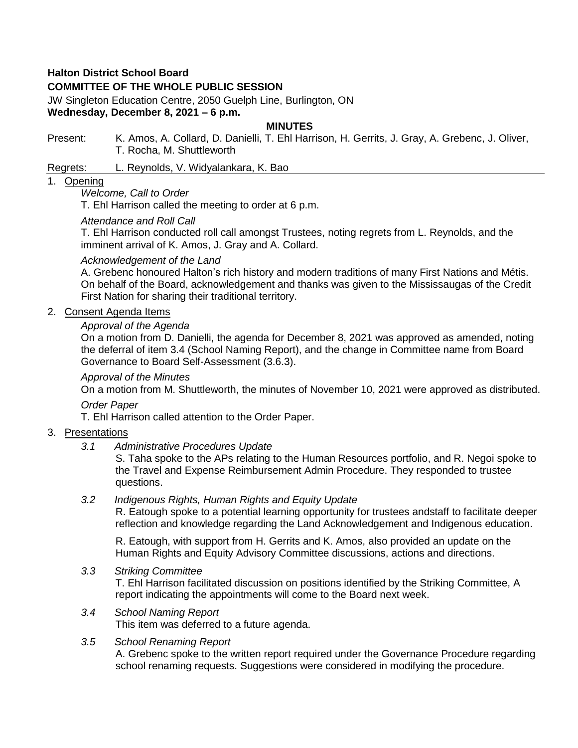**Halton District School Board**
**COMMITTEE OF THE WHOLE PUBLIC SESSION**
JW Singleton Education Centre, 2050 Guelph Line, Burlington, ON
**Wednesday, December 8, 2021 – 6 p.m.**

**MINUTES**

Present: K. Amos, A. Collard, D. Danielli, T. Ehl Harrison, H. Gerrits, J. Gray, A. Grebenc, J. Oliver, T. Rocha, M. Shuttleworth

Regrets: L. Reynolds, V. Widyalankara, K. Bao

1. Opening

*Welcome, Call to Order*
T. Ehl Harrison called the meeting to order at 6 p.m.

*Attendance and Roll Call*
T. Ehl Harrison conducted roll call amongst Trustees, noting regrets from L. Reynolds, and the imminent arrival of K. Amos, J. Gray and A. Collard.

*Acknowledgement of the Land*
A. Grebenc honoured Halton's rich history and modern traditions of many First Nations and Métis. On behalf of the Board, acknowledgement and thanks was given to the Mississaugas of the Credit First Nation for sharing their traditional territory.

2. Consent Agenda Items

*Approval of the Agenda*
On a motion from D. Danielli, the agenda for December 8, 2021 was approved as amended, noting the deferral of item 3.4 (School Naming Report), and the change in Committee name from Board Governance to Board Self-Assessment (3.6.3).

*Approval of the Minutes*
On a motion from M. Shuttleworth, the minutes of November 10, 2021 were approved as distributed.

*Order Paper*
T. Ehl Harrison called attention to the Order Paper.

3. Presentations

*3.1 Administrative Procedures Update*
S. Taha spoke to the APs relating to the Human Resources portfolio, and R. Negoi spoke to the Travel and Expense Reimbursement Admin Procedure. They responded to trustee questions.

*3.2 Indigenous Rights, Human Rights and Equity Update*
R. Eatough spoke to a potential learning opportunity for trustees andstaff to facilitate deeper reflection and knowledge regarding the Land Acknowledgement and Indigenous education.

R. Eatough, with support from H. Gerrits and K. Amos, also provided an update on the Human Rights and Equity Advisory Committee discussions, actions and directions.

*3.3 Striking Committee*
T. Ehl Harrison facilitated discussion on positions identified by the Striking Committee, A report indicating the appointments will come to the Board next week.

*3.4 School Naming Report*
This item was deferred to a future agenda.

*3.5 School Renaming Report*
A. Grebenc spoke to the written report required under the Governance Procedure regarding school renaming requests. Suggestions were considered in modifying the procedure.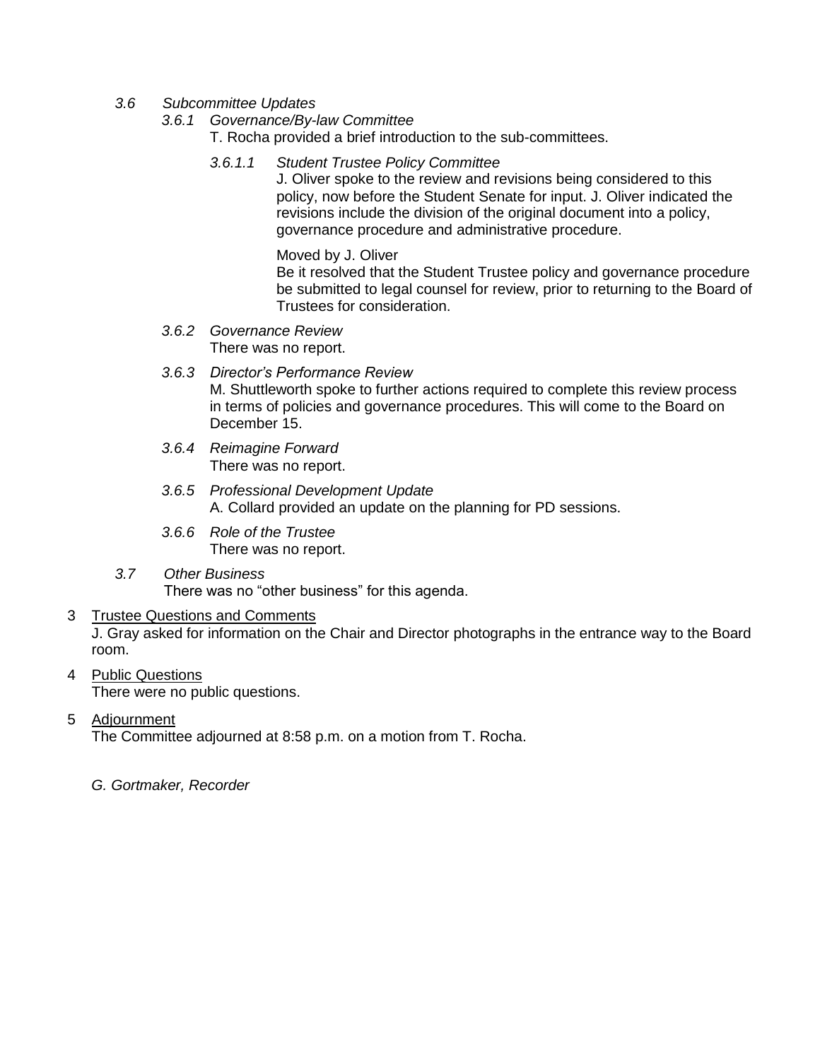*3.6 Subcommittee Updates*

*3.6.1 Governance/By-law Committee*

T. Rocha provided a brief introduction to the sub-committees.

*3.6.1.1 Student Trustee Policy Committee*

J. Oliver spoke to the review and revisions being considered to this policy, now before the Student Senate for input. J. Oliver indicated the revisions include the division of the original document into a policy, governance procedure and administrative procedure.

Moved by J. Oliver

Be it resolved that the Student Trustee policy and governance procedure be submitted to legal counsel for review, prior to returning to the Board of Trustees for consideration.

*3.6.2 Governance Review*

There was no report.

*3.6.3 Director's Performance Review*

M. Shuttleworth spoke to further actions required to complete this review process in terms of policies and governance procedures. This will come to the Board on December 15.

*3.6.4 Reimagine Forward*

There was no report.

*3.6.5 Professional Development Update*

A. Collard provided an update on the planning for PD sessions.

*3.6.6 Role of the Trustee*

There was no report.

*3.7 Other Business*

There was no "other business" for this agenda.

3 Trustee Questions and Comments

J. Gray asked for information on the Chair and Director photographs in the entrance way to the Board room.

4 Public Questions

There were no public questions.

5 Adjournment

The Committee adjourned at 8:58 p.m. on a motion from T. Rocha.

*G. Gortmaker, Recorder*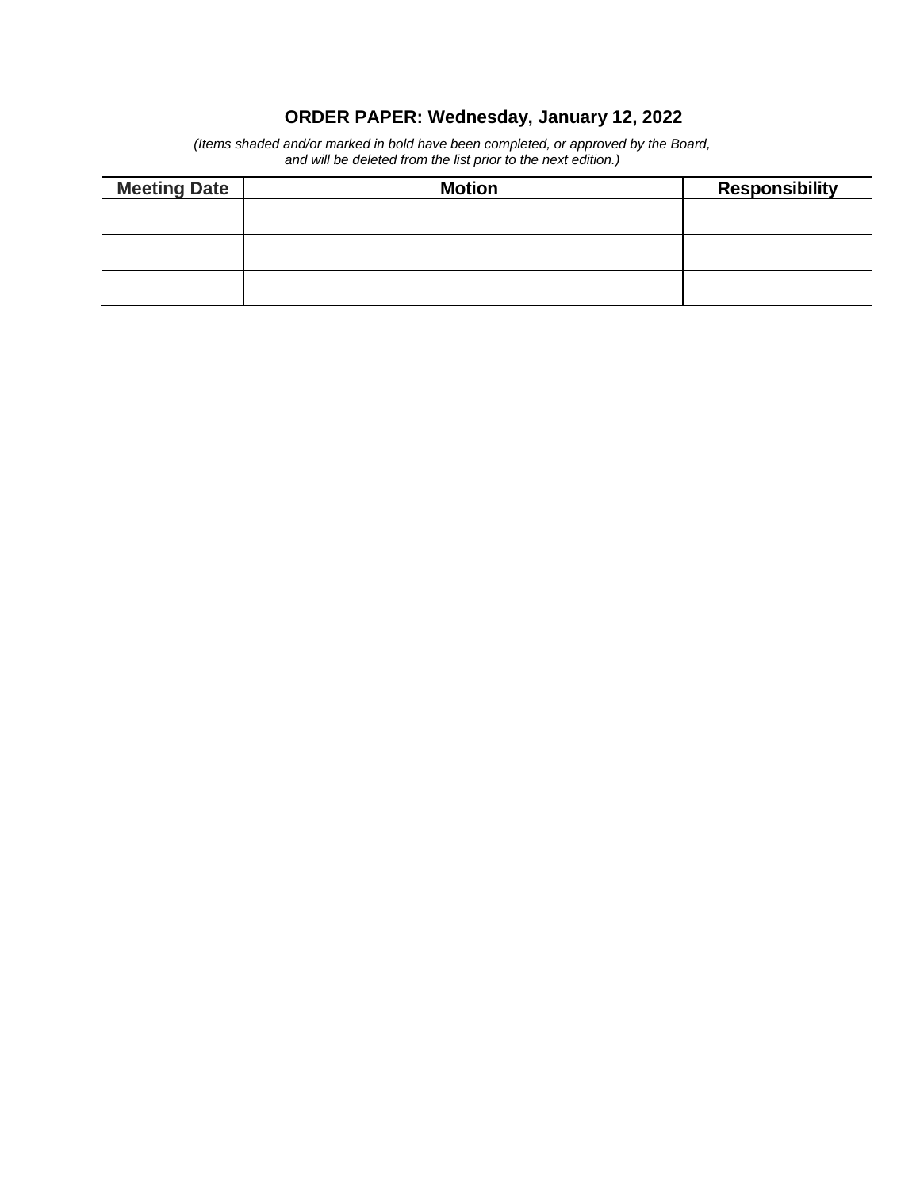**ORDER PAPER: Wednesday, January 12, 2022**

*(Items shaded and/or marked in bold have been completed, or approved by the Board, and will be deleted from the list prior to the next edition.)*

| Meeting Date | Motion | Responsibility |
|---|---|---|
| | | |
| | | |
| | | |